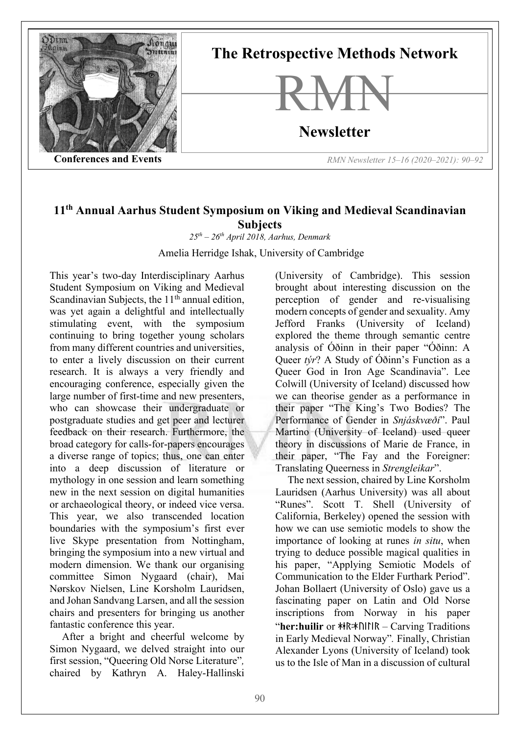# 11th Annual Aarhus Student Symposium on Viking and Medieval Scandinavian Subjects

*25th – 26th April 2018, Aarhus, Denmark*

Amelia Herridge Ishak, University of Cambridge

This year's two-day Interdisciplinary Aarhus Student Symposium on Viking and Medieval Scandinavian Subjects, the 11th annual edition, was yet again a delightful and intellectually stimulating event, with the symposium continuing to bring together young scholars from many different countries and universities, to enter a lively discussion on their current research. It is always a very friendly and encouraging conference, especially given the large number of first-time and new presenters, who can showcase their undergraduate or postgraduate studies and get peer and lecturer feedback on their research. Furthermore, the broad category for calls-for-papers encourages a diverse range of topics; thus, one can enter into a deep discussion of literature or mythology in one session and learn something new in the next session on digital humanities or archaeological theory, or indeed vice versa. This year, we also transcended location boundaries with the symposium's first ever live Skype presentation from Nottingham, bringing the symposium into a new virtual and modern dimension. We thank our organising committee Simon Nygaard (chair), Mai Nørskov Nielsen, Line Korsholm Lauridsen, and Johan Sandvang Larsen, and all the session chairs and presenters for bringing us another fantastic conference this year.

After a bright and cheerful welcome by Simon Nygaard, we delved straight into our first session, "Queering Old Norse Literature", chaired by Kathryn A. Haley-Hallinski (University of Cambridge). This session brought about interesting discussion on the perception of gender and re-visualising modern concepts of gender and sexuality. Amy Jefford Franks (University of Iceland) explored the theme through semantic centre analysis of Óðinn in their paper "Óðinn: A Queer *týr*? A Study of Óðinn's Function as a Queer God in Iron Age Scandinavia". Lee Colwill (University of Iceland) discussed how we can theorise gender as a performance in their paper "The King's Two Bodies? The Performance of Gender in *Snjáskvæði*". Paul Martino (University of Iceland) used queer theory in discussions of Marie de France, in their paper, "The Fay and the Foreigner: Translating Queerness in *Strengleikar*".

The next session, chaired by Line Korsholm Lauridsen (Aarhus University) was all about "Runes". Scott T. Shell (University of California, Berkeley) opened the session with how we can use semiotic models to show the importance of looking at runes *in situ*, when trying to deduce possible magical qualities in his paper, "Applying Semiotic Models of Communication to the Elder Furthark Period". Johan Bollaert (University of Oslo) gave us a fascinating paper on Latin and Old Norse inscriptions from Norway in his paper "**her:huilir** or ᚼᛆᚱ᛬ᚼᚢᛁᛚᛁᚱ – Carving Traditions in Early Medieval Norway". Finally, Christian Alexander Lyons (University of Iceland) took us to the Isle of Man in a discussion of cultural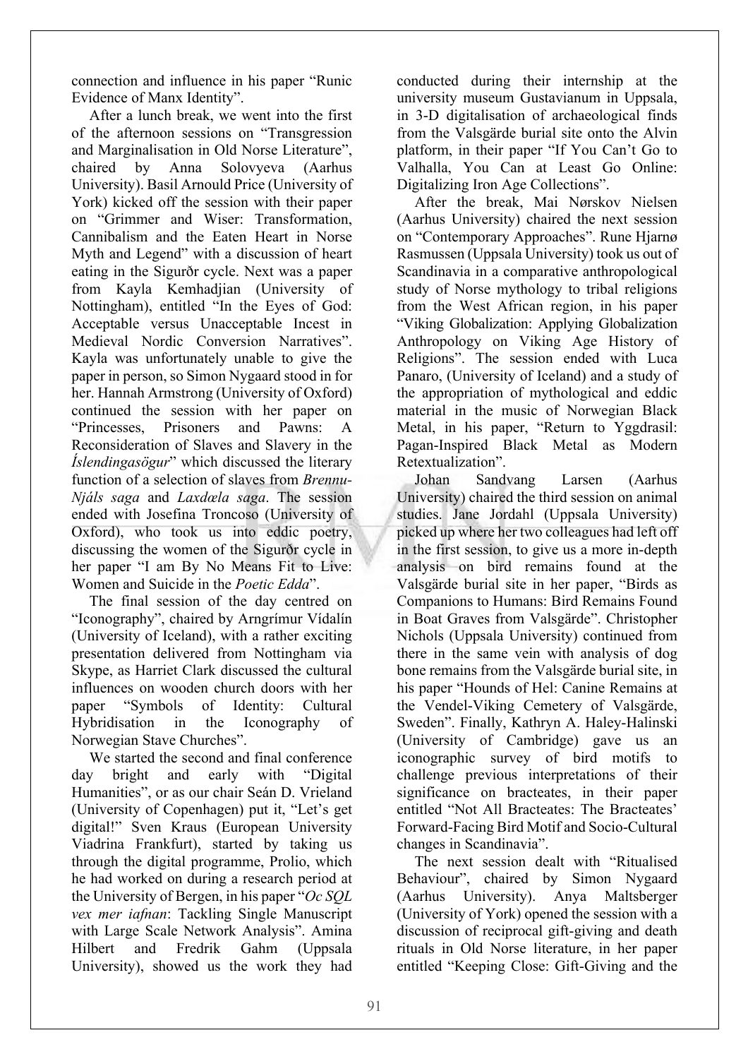connection and influence in his paper "Runic Evidence of Manx Identity".

After a lunch break, we went into the first of the afternoon sessions on "Transgression and Marginalisation in Old Norse Literature", chaired by Anna Solovyeva (Aarhus University). Basil Arnould Price (University of York) kicked off the session with their paper on "Grimmer and Wiser: Transformation, Cannibalism and the Eaten Heart in Norse Myth and Legend" with a discussion of heart eating in the Sigurðr cycle. Next was a paper from Kayla Kemhadjian (University of Nottingham), entitled "In the Eyes of God: Acceptable versus Unacceptable Incest in Medieval Nordic Conversion Narratives". Kayla was unfortunately unable to give the paper in person, so Simon Nygaard stood in for her. Hannah Armstrong (University of Oxford) continued the session with her paper on "Princesses, Prisoners and Pawns: A Reconsideration of Slaves and Slavery in the *Íslendingasögur*" which discussed the literary function of a selection of slaves from *Brennu-Njáls saga* and *Laxdœla saga*. The session ended with Josefina Troncoso (University of Oxford), who took us into eddic poetry, discussing the women of the Sigurðr cycle in her paper "I am By No Means Fit to Live: Women and Suicide in the *Poetic Edda*".

The final session of the day centred on "Iconography", chaired by Arngrímur Vídalín (University of Iceland), with a rather exciting presentation delivered from Nottingham via Skype, as Harriet Clark discussed the cultural influences on wooden church doors with her paper "Symbols of Identity: Cultural Hybridisation in the Iconography of Norwegian Stave Churches".

We started the second and final conference day bright and early with "Digital Humanities", or as our chair Seán D. Vrieland (University of Copenhagen) put it, "Let's get digital!" Sven Kraus (European University Viadrina Frankfurt), started by taking us through the digital programme, Prolio, which he had worked on during a research period at the University of Bergen, in his paper "*Oc SQL vex mer iafnan*: Tackling Single Manuscript with Large Scale Network Analysis". Amina Hilbert and Fredrik Gahm (Uppsala University), showed us the work they had conducted during their internship at the university museum Gustavianum in Uppsala, in 3-D digitalisation of archaeological finds from the Valsgärde burial site onto the Alvin platform, in their paper "If You Can't Go to Valhalla, You Can at Least Go Online: Digitalizing Iron Age Collections".

After the break, Mai Nørskov Nielsen (Aarhus University) chaired the next session on "Contemporary Approaches". Rune Hjarnø Rasmussen (Uppsala University) took us out of Scandinavia in a comparative anthropological study of Norse mythology to tribal religions from the West African region, in his paper "Viking Globalization: Applying Globalization Anthropology on Viking Age History of Religions". The session ended with Luca Panaro, (University of Iceland) and a study of the appropriation of mythological and eddic material in the music of Norwegian Black Metal, in his paper, "Return to Yggdrasil: Pagan-Inspired Black Metal as Modern Retextualization".

Johan Sandvang Larsen (Aarhus University) chaired the third session on animal studies. Jane Jordahl (Uppsala University) picked up where her two colleagues had left off in the first session, to give us a more in-depth analysis on bird remains found at the Valsgärde burial site in her paper, "Birds as Companions to Humans: Bird Remains Found in Boat Graves from Valsgärde". Christopher Nichols (Uppsala University) continued from there in the same vein with analysis of dog bone remains from the Valsgärde burial site, in his paper "Hounds of Hel: Canine Remains at the Vendel-Viking Cemetery of Valsgärde, Sweden". Finally, Kathryn A. Haley-Halinski (University of Cambridge) gave us an iconographic survey of bird motifs to challenge previous interpretations of their significance on bracteates, in their paper entitled "Not All Bracteates: The Bracteates' Forward-Facing Bird Motif and Socio-Cultural changes in Scandinavia".

The next session dealt with "Ritualised Behaviour", chaired by Simon Nygaard (Aarhus University). Anya Maltsberger (University of York) opened the session with a discussion of reciprocal gift-giving and death rituals in Old Norse literature, in her paper entitled "Keeping Close: Gift-Giving and the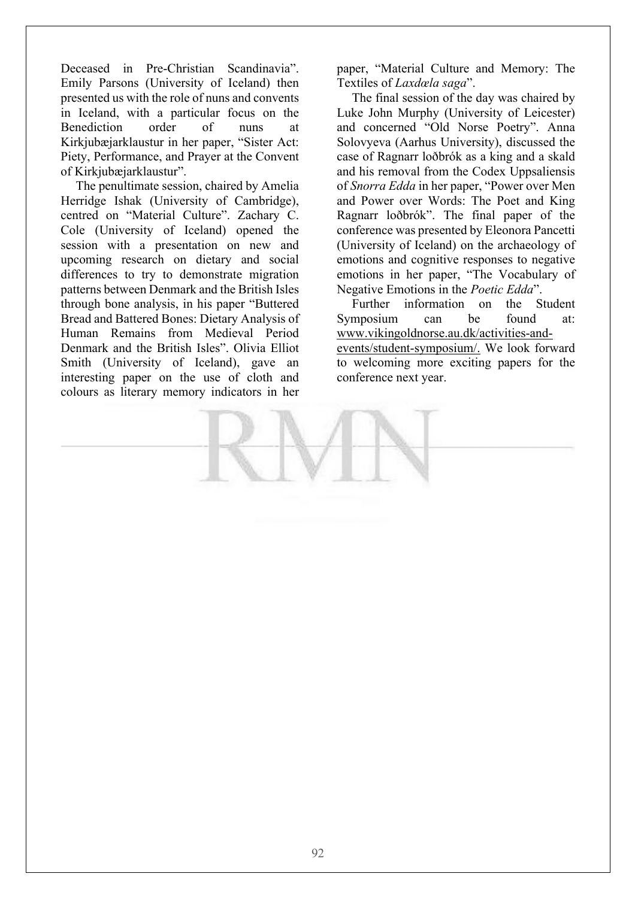Deceased in Pre-Christian Scandinavia". Emily Parsons (University of Iceland) then presented us with the role of nuns and convents in Iceland, with a particular focus on the Benediction order of nuns at Kirkjubæjarklaustur in her paper, "Sister Act: Piety, Performance, and Prayer at the Convent of Kirkjubæjarklaustur".

The penultimate session, chaired by Amelia Herridge Ishak (University of Cambridge), centred on "Material Culture". Zachary C. Cole (University of Iceland) opened the session with a presentation on new and upcoming research on dietary and social differences to try to demonstrate migration patterns between Denmark and the British Isles through bone analysis, in his paper "Buttered Bread and Battered Bones: Dietary Analysis of Human Remains from Medieval Period Denmark and the British Isles". Olivia Elliot Smith (University of Iceland), gave an interesting paper on the use of cloth and colours as literary memory indicators in her paper, "Material Culture and Memory: The Textiles of *Laxdœla saga*".

The final session of the day was chaired by Luke John Murphy (University of Leicester) and concerned "Old Norse Poetry". Anna Solovyeva (Aarhus University), discussed the case of Ragnarr loðbrók as a king and a skald and his removal from the Codex Uppsaliensis of *Snorra Edda* in her paper, "Power over Men and Power over Words: The Poet and King Ragnarr loðbrók". The final paper of the conference was presented by Eleonora Pancetti (University of Iceland) on the archaeology of emotions and cognitive responses to negative emotions in her paper, "The Vocabulary of Negative Emotions in the *Poetic Edda*".

Further information on the Student Symposium can be found at: www.vikingoldnorse.au.dk/activities-and-events/student-symposium/. We look forward to welcoming more exciting papers for the conference next year.